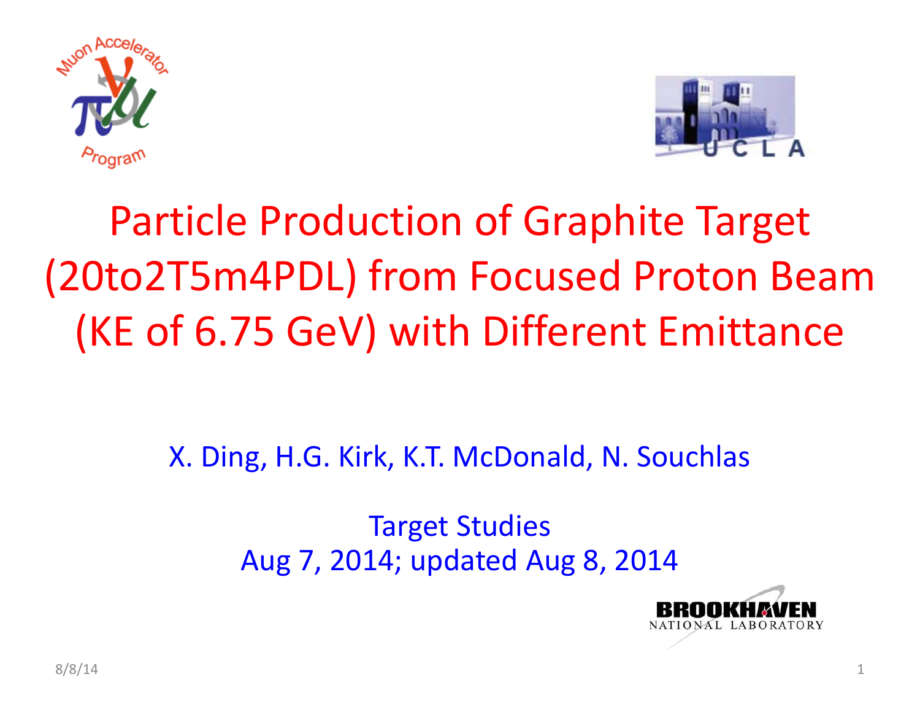# Particle Production of Graphite Target (20to2T5m4PDL) from Focused Proton Beam (KE of 6.75 GeV) with Different Emittance

X. Ding, H.G. Kirk, K.T. McDonald, N. Souchlas

Target Studies

Aug 7, 2014; updated Aug 8, 2014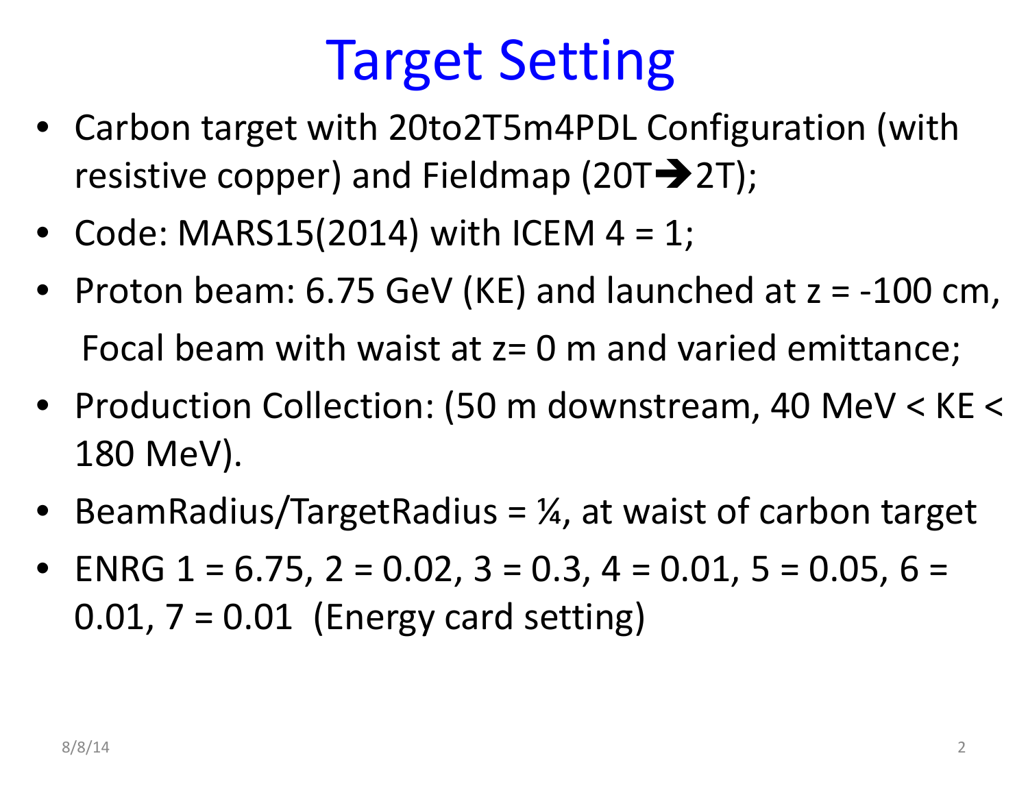# Target Setting

- Carbon target with 20to2T5m4PDL Configuration (with resistive copper) and Fieldmap (20T➔2T);
- Code: MARS15(2014) with ICEM 4 = 1;
- Proton beam: 6.75 GeV (KE) and launched at z = -100 cm, Focal beam with waist at z= 0 m and varied emittance;
- Production Collection: (50 m downstream, 40 MeV < KE < 180 MeV).
- BeamRadius/TargetRadius = ¼, at waist of carbon target
- ENRG 1 = 6.75, 2 = 0.02, 3 = 0.3, 4 = 0.01, 5 = 0.05, 6 = 0.01, 7 = 0.01 (Energy card setting)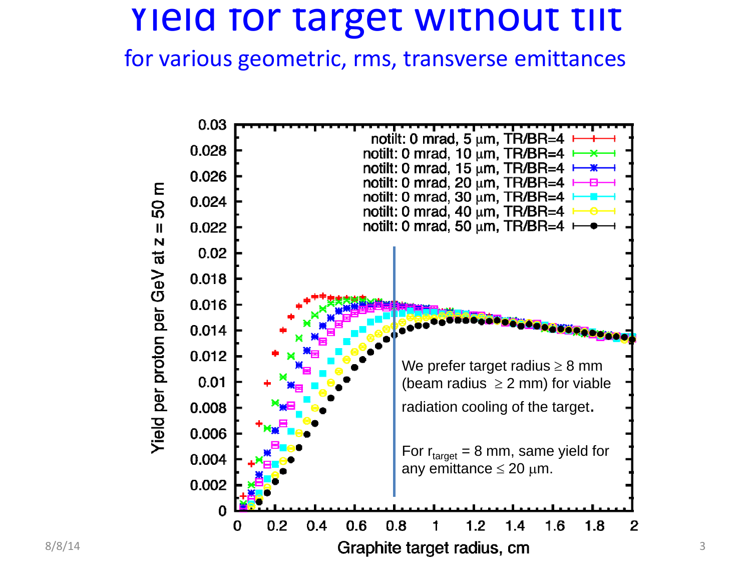# Yield for target without tilt

## for various geometric, rms, transverse emittances

Graph: Yield per proton per GeV at z = 50 m vs. Graphite target radius, cm

Legend:
- notilt: 0 mrad, 5 μm, TR/BR=4
- notilt: 0 mrad, 10 μm, TR/BR=4
- notilt: 0 mrad, 15 μm, TR/BR=4
- notilt: 0 mrad, 20 μm, TR/BR=4
- notilt: 0 mrad, 30 μm, TR/BR=4
- notilt: 0 mrad, 40 μm, TR/BR=4
- notilt: 0 mrad, 50 μm, TR/BR=4

We prefer target radius ≥ 8 mm (beam radius ≥ 2 mm) for viable radiation cooling of the target.

For $r_{target}$ = 8 mm, same yield for any emittance ≤ 20 μm.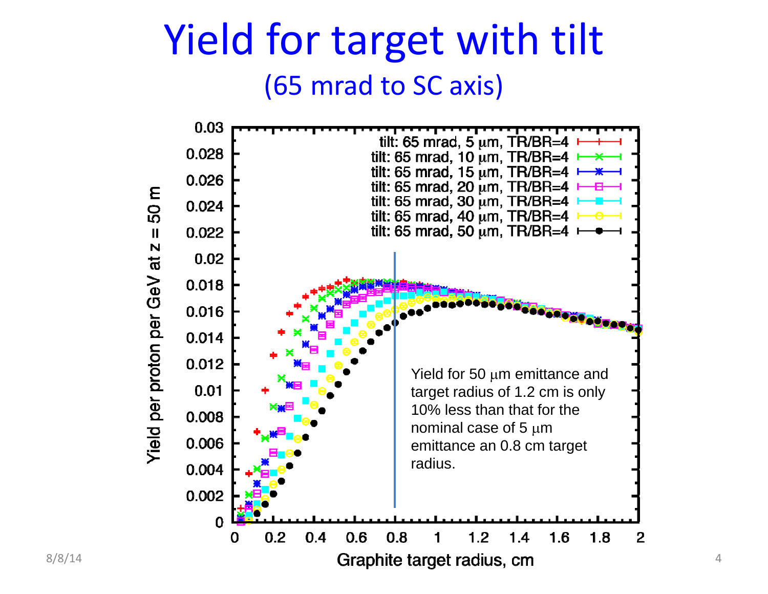# Yield for target with tilt

(65 mrad to SC axis)

Yield for 50 μm emittance and target radius of 1.2 cm is only 10% less than that for the nominal case of 5 μm emittance an 0.8 cm target radius.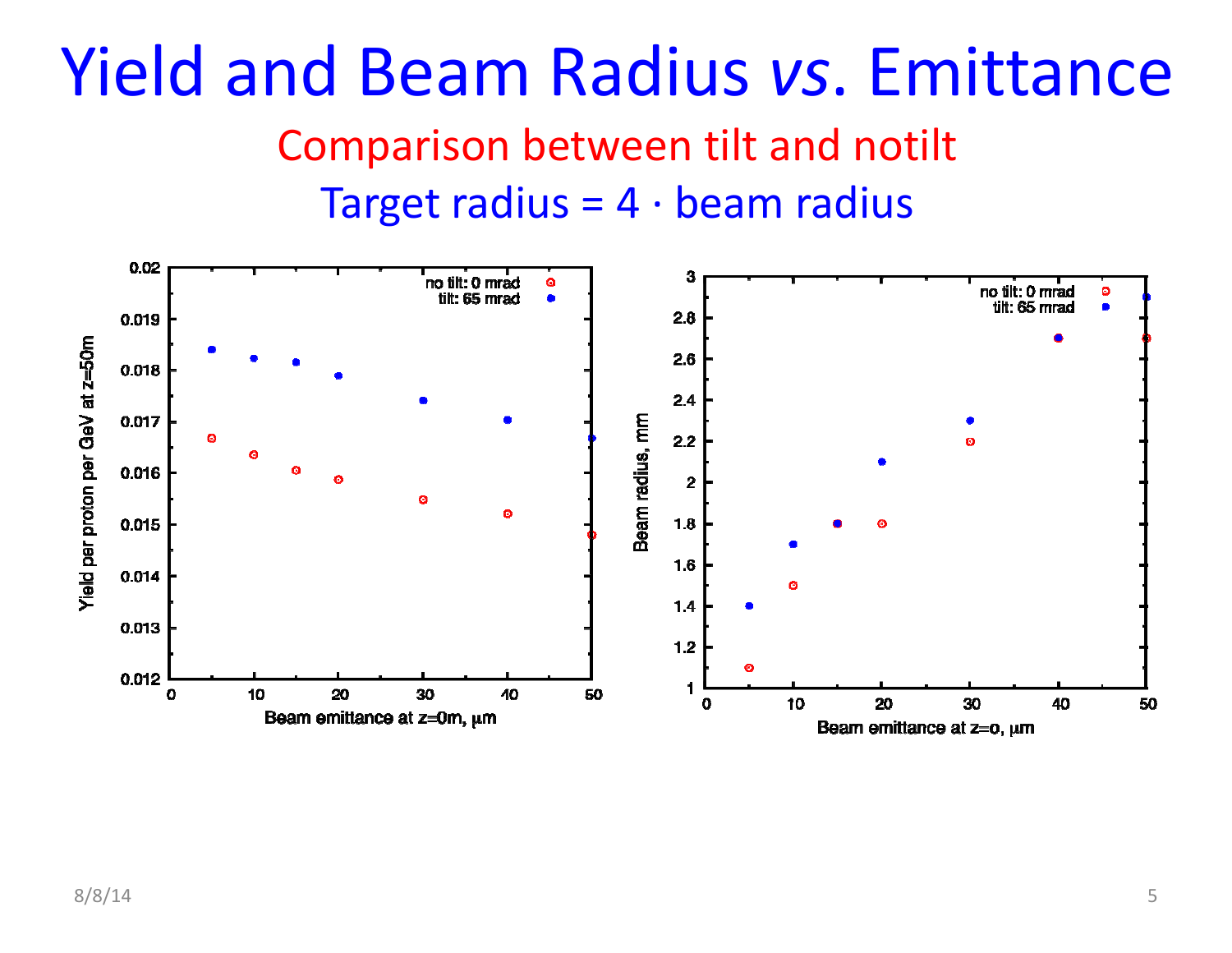# Yield and Beam Radius *vs*. Emittance

## Comparison between tilt and notilt

## Target radius = 4 · beam radius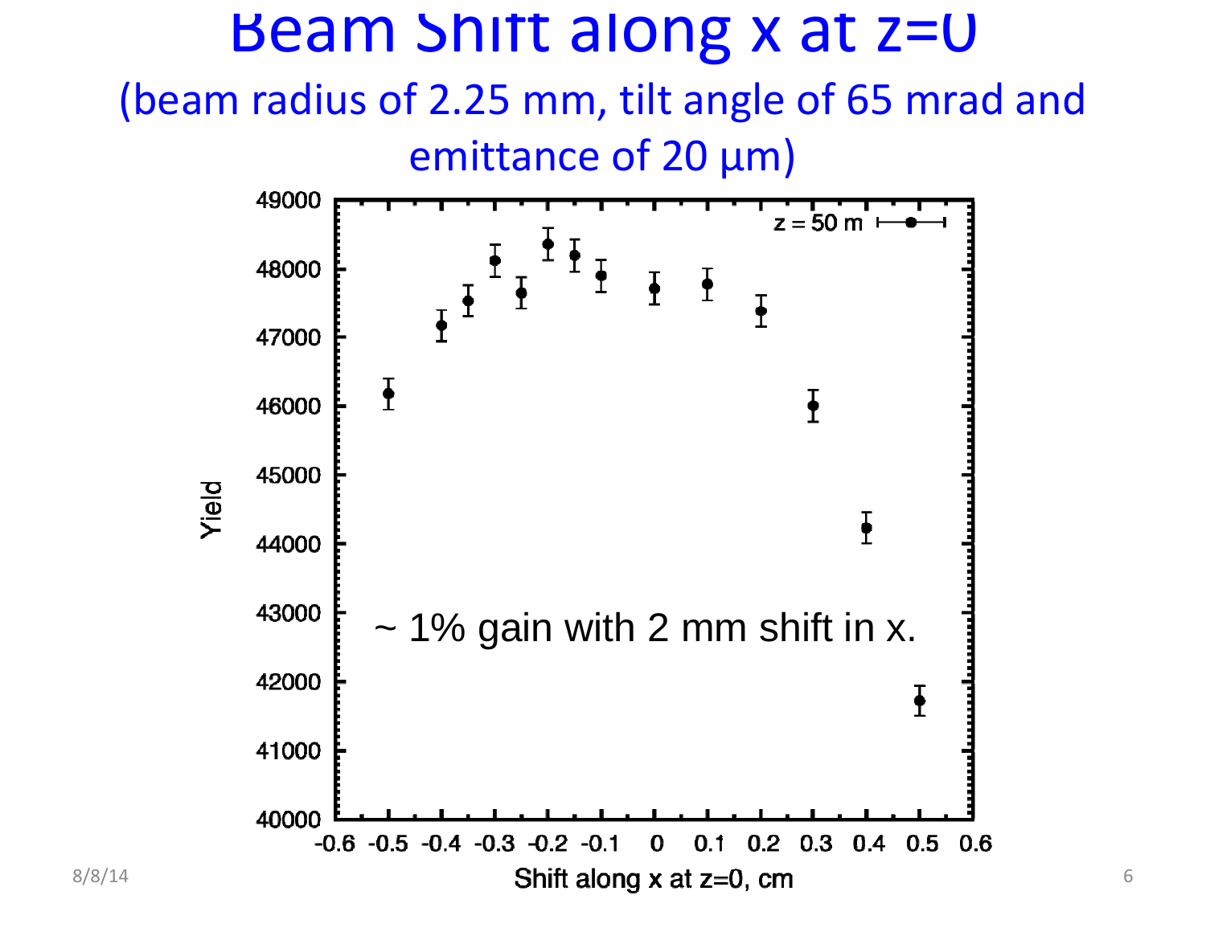# Beam Shift along x at z=0

(beam radius of 2.25 mm, tilt angle of 65 mrad and emittance of 20 µm)

~ 1% gain with 2 mm shift in x.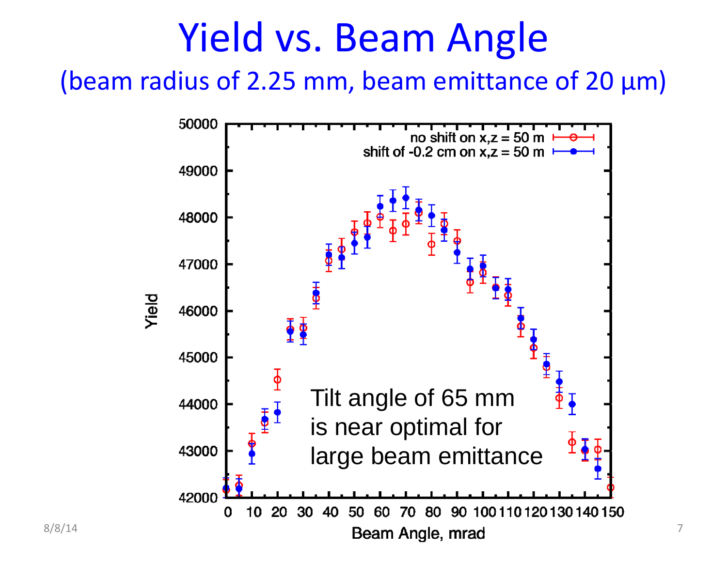# Yield vs. Beam Angle

(beam radius of 2.25 mm, beam emittance of 20 µm)

Tilt angle of 65 mm is near optimal for large beam emittance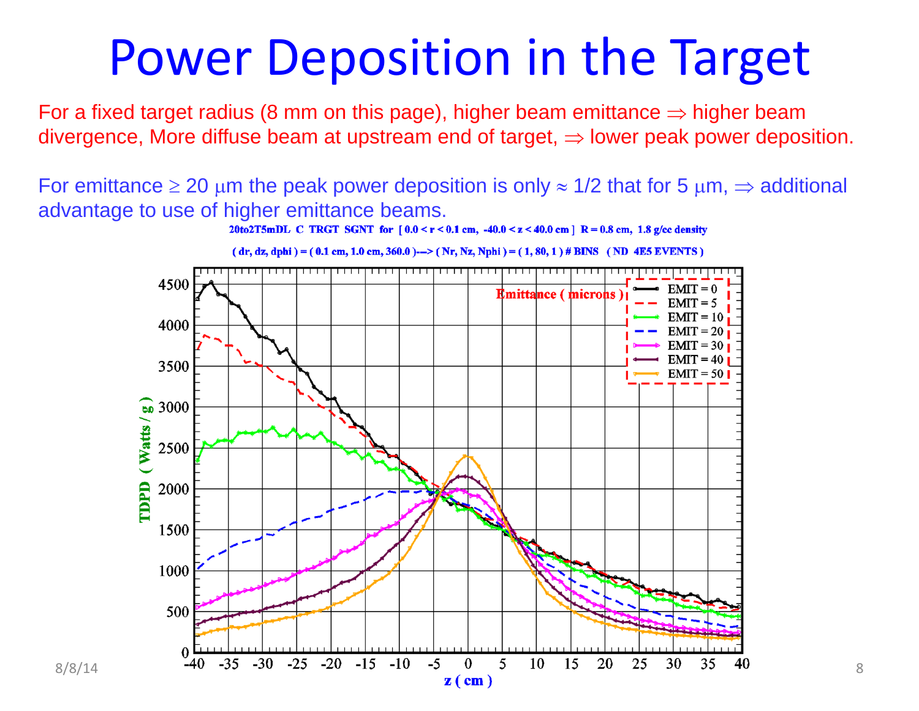# Power Deposition in the Target

For a fixed target radius (8 mm on this page), higher beam emittance ⇒ higher beam divergence, More diffuse beam at upstream end of target, ⇒ lower peak power deposition.

For emittance ≥ 20 μm the peak power deposition is only ≈ 1/2 that for 5 μm, ⇒ additional advantage to use of higher emittance beams.

20to2T5mDL C TRGT SGNT for [ 0.0 < r < 0.1 cm, -40.0 < z < 40.0 cm ] R = 0.8 cm, 1.8 g/cc density

( dr, dz, dphi ) = ( 0.1 cm, 1.0 cm, 360.0 )---> ( Nr, Nz, Nphi ) = ( 1, 80, 1 ) # BINS ( ND 4E5 EVENTS )

TDPD ( Watts / g )

z ( cm )

Emittance ( microns )

EMIT = 0
EMIT = 5
EMIT = 10
EMIT = 20
EMIT = 30
EMIT = 40
EMIT = 50

0
500
1000
1500
2000
2500
3000
3500
4000
4500

-40 -35 -30 -25 -20 -15 -10 -5 0 5 10 15 20 25 30 35 40

8/8/14